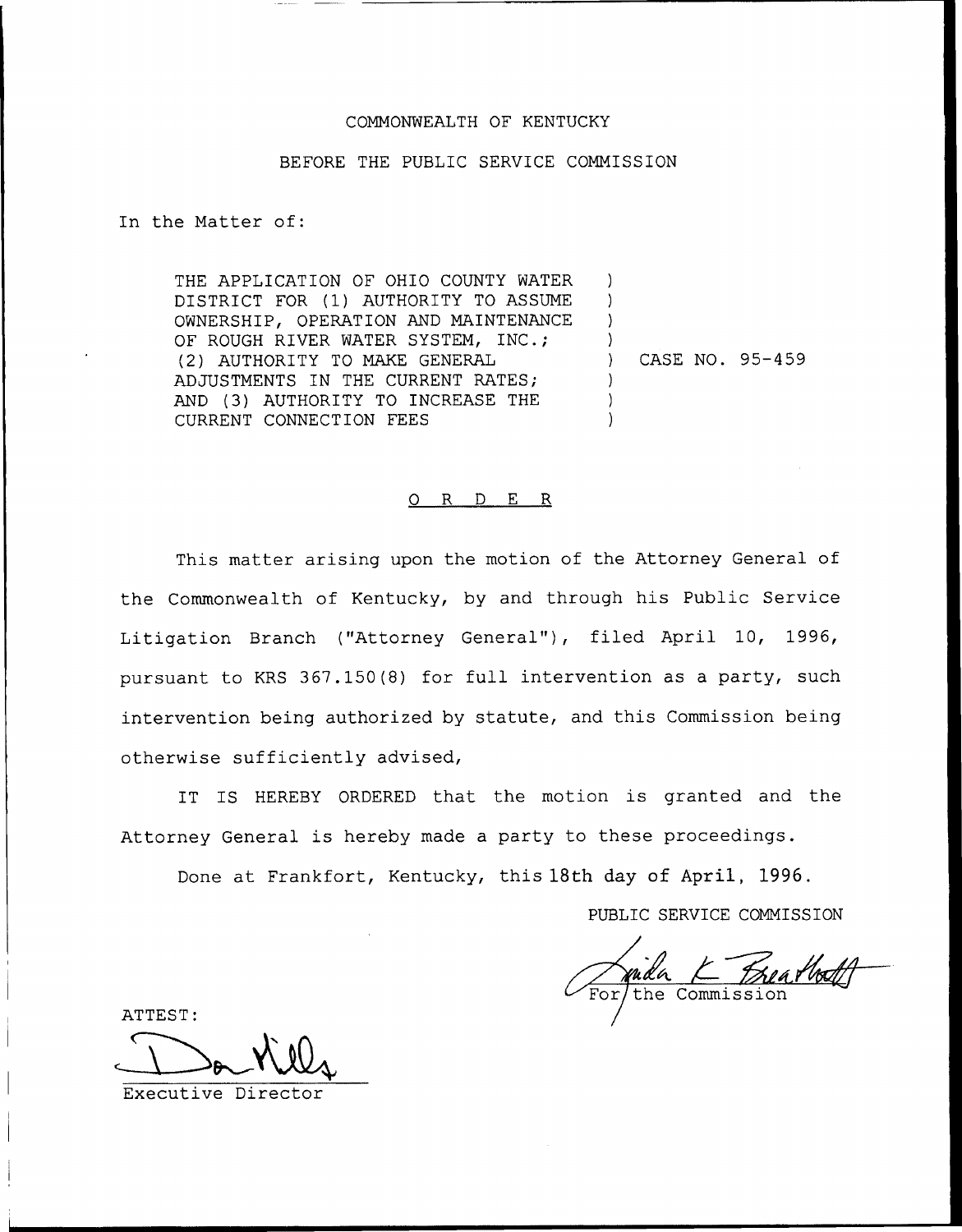COMMONWEALTH OF KENTUCKY

BEFORE THE PUBLIC SERVICE COMMISSION

In the Matter of:

THE APPLICATION OF OHIO COUNTY WATER DISTRICT FOR (1) AUTHORITY TO ASSUME OWNERSHIP, OPERATION AND MAINTENANCE OF ROUGH RIVER WATER SYSTEM, INC.; (2) AUTHORITY TO MAKE GENERAL ADJUSTMENTS IN THE CURRENT RATES; AND (3) AUTHORITY TO INCREASE THE CURRENT CONNECTION FEES ) CASE NO. 95-459

O R D E R

This matter arising upon the motion of the Attorney General of the Commonwealth of Kentucky, by and through his Public Service Litigation Branch ("Attorney General"), filed April 10, 1996, pursuant to KRS 367.150(8) for full intervention as a party, such intervention being authorized by statute, and this Commission being otherwise sufficiently advised,

IT IS HEREBY ORDERED that the motion is granted and the Attorney General is hereby made a party to these proceedings.

Done at Frankfort, Kentucky, this 18th day of April, 1996.

PUBLIC SERVICE COMMISSION

For the Commission

ATTEST:

Executive Director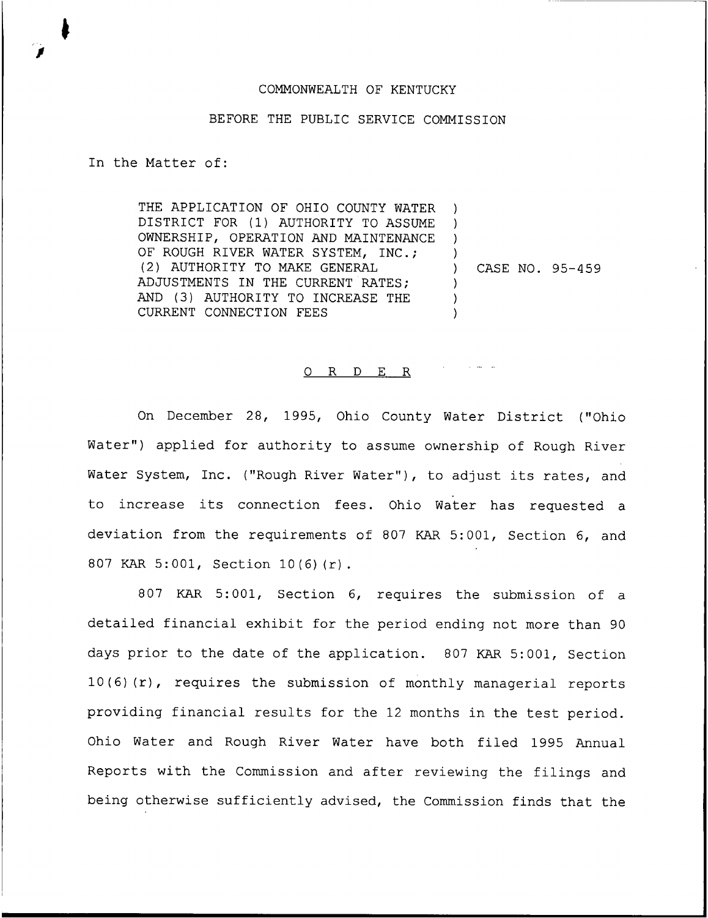COMMONWEALTH OF KENTUCKY

BEFORE THE PUBLIC SERVICE COMMISSION

In the Matter of:

THE APPLICATION OF OHIO COUNTY WATER DISTRICT FOR (1) AUTHORITY TO ASSUME OWNERSHIP, OPERATION AND MAINTENANCE OF ROUGH RIVER WATER SYSTEM, INC.; (2) AUTHORITY TO MAKE GENERAL ADJUSTMENTS IN THE CURRENT RATES; AND (3) AUTHORITY TO INCREASE THE CURRENT CONNECTION FEES ) CASE NO. 95-459

O R D E R

On December 28, 1995, Ohio County Water District ("Ohio Water") applied for authority to assume ownership of Rough River Water System, Inc. ("Rough River Water"), to adjust its rates, and to increase its connection fees. Ohio Water has requested a deviation from the requirements of 807 KAR 5:001, Section 6, and 807 KAR 5:001, Section 10(6)(r).

807 KAR 5:001, Section 6, requires the submission of a detailed financial exhibit for the period ending not more than 90 days prior to the date of the application. 807 KAR 5:001, Section 10(6)(r), requires the submission of monthly managerial reports providing financial results for the 12 months in the test period. Ohio Water and Rough River Water have both filed 1995 Annual Reports with the Commission and after reviewing the filings and being otherwise sufficiently advised, the Commission finds that the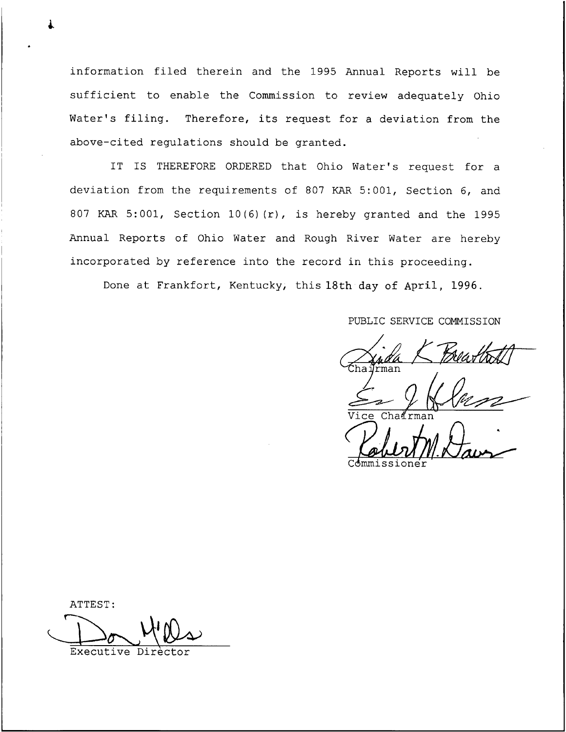information filed therein and the 1995 Annual Reports will be sufficient to enable the Commission to review adequately Ohio Water's filing. Therefore, its request for a deviation from the above-cited regulations should be granted.

IT IS THEREFORE ORDERED that Ohio Water's request for a deviation from the requirements of 807 KAR 5:001, Section 6, and 807 KAR 5:001, Section 10(6)(r), is hereby granted and the 1995 Annual Reports of Ohio Water and Rough River Water are hereby incorporated by reference into the record in this proceeding.

Done at Frankfort, Kentucky, this 18th day of April, 1996.

PUBLIC SERVICE COMMISSION

Chairman

Vice Chairman

Commissioner

ATTEST:

Executive Director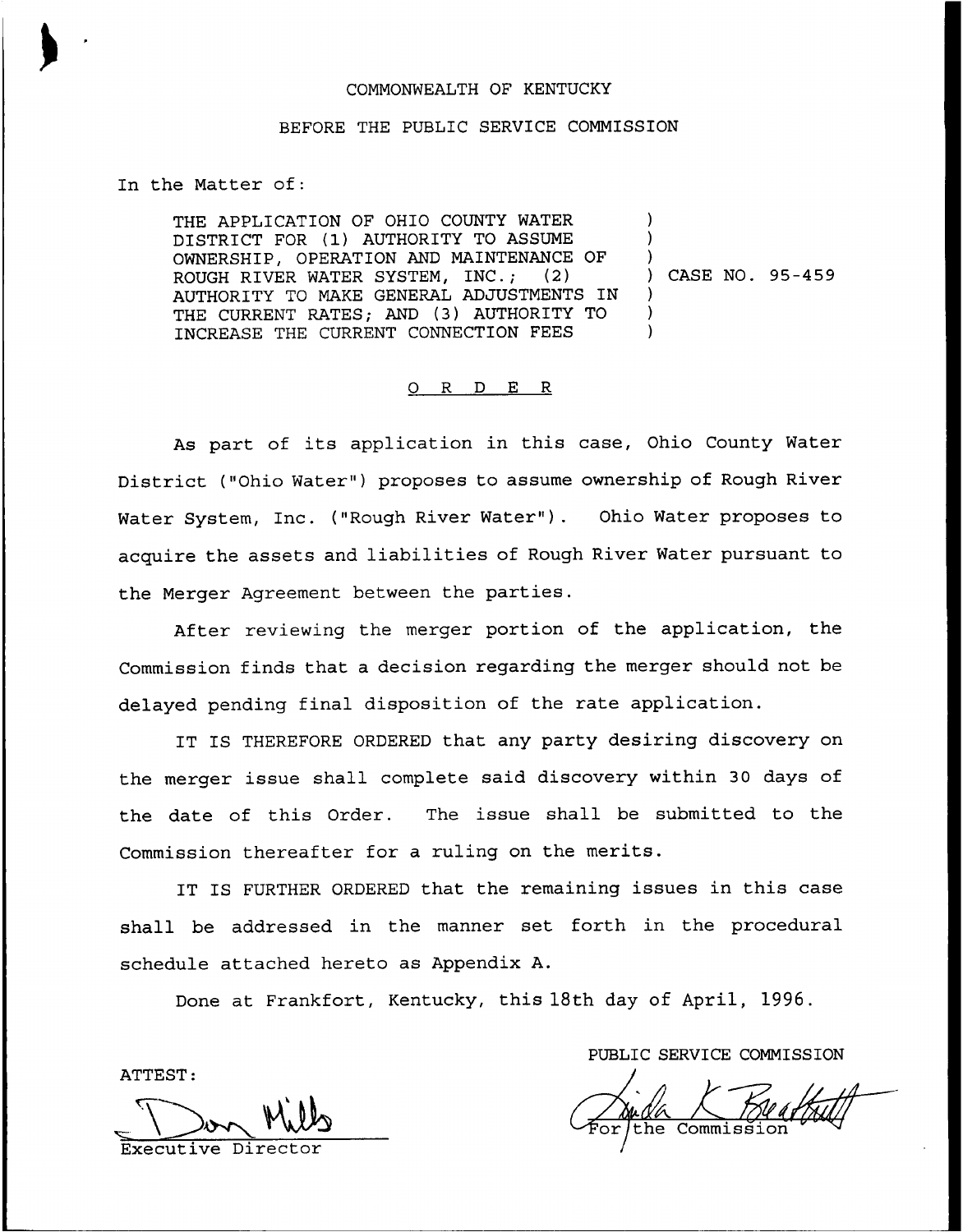COMMONWEALTH OF KENTUCKY

BEFORE THE PUBLIC SERVICE COMMISSION

In the Matter of:

THE APPLICATION OF OHIO COUNTY WATER DISTRICT FOR (1) AUTHORITY TO ASSUME OWNERSHIP, OPERATION AND MAINTENANCE OF ROUGH RIVER WATER SYSTEM, INC.; (2) AUTHORITY TO MAKE GENERAL ADJUSTMENTS IN THE CURRENT RATES; AND (3) AUTHORITY TO INCREASE THE CURRENT CONNECTION FEES ) CASE NO. 95-459

# O R D E R

As part of its application in this case, Ohio County Water District ("Ohio Water") proposes to assume ownership of Rough River Water System, Inc. ("Rough River Water"). Ohio Water proposes to acquire the assets and liabilities of Rough River Water pursuant to the Merger Agreement between the parties.

After reviewing the merger portion of the application, the Commission finds that a decision regarding the merger should not be delayed pending final disposition of the rate application.

IT IS THEREFORE ORDERED that any party desiring discovery on the merger issue shall complete said discovery within 30 days of the date of this Order. The issue shall be submitted to the Commission thereafter for a ruling on the merits.

IT IS FURTHER ORDERED that the remaining issues in this case shall be addressed in the manner set forth in the procedural schedule attached hereto as Appendix A.

Done at Frankfort, Kentucky, this 18th day of April, 1996.

PUBLIC SERVICE COMMISSION

For the Commission

ATTEST:

Executive Director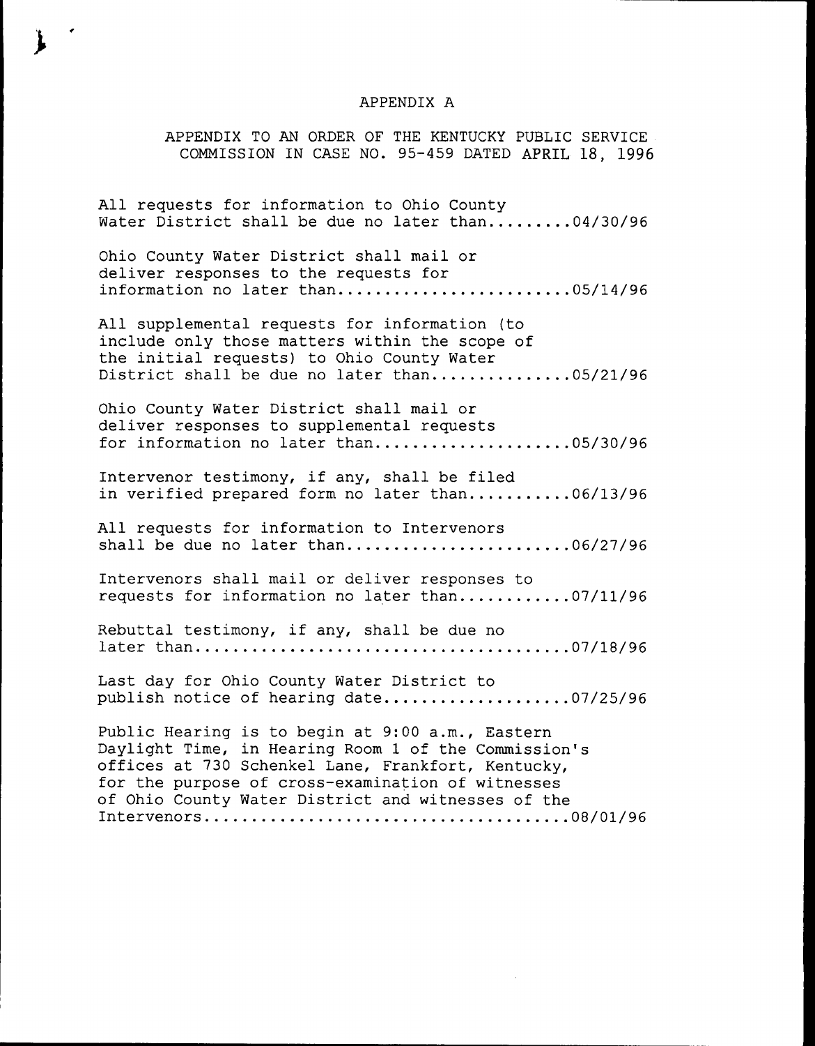# APPENDIX A

## APPENDIX TO AN ORDER OF THE KENTUCKY PUBLIC SERVICE COMMISSION IN CASE NO. 95-459 DATED APRIL 18, 1996

All requests for information to Ohio County Water District shall be due no later than.........04/30/96

Ohio County Water District shall mail or deliver responses to the requests for information no later than........................05/14/96

All supplemental requests for information (to include only those matters within the scope of the initial requests) to Ohio County Water District shall be due no later than..............05/21/96

Ohio County Water District shall mail or deliver responses to supplemental requests for information no later than....................05/30/96

Intervenor testimony, if any, shall be filed in verified prepared form no later than..........06/13/96

All requests for information to Intervenors shall be due no later than.......................06/27/96

Intervenors shall mail or deliver responses to requests for information no later than...........07/11/96

Rebuttal testimony, if any, shall be due no later than.......................................07/18/96

Last day for Ohio County Water District to publish notice of hearing date...................07/25/96

Public Hearing is to begin at 9:00 a.m., Eastern Daylight Time, in Hearing Room 1 of the Commission's offices at 730 Schenkel Lane, Frankfort, Kentucky, for the purpose of cross-examination of witnesses of Ohio County Water District and witnesses of the Intervenors......................................08/01/96